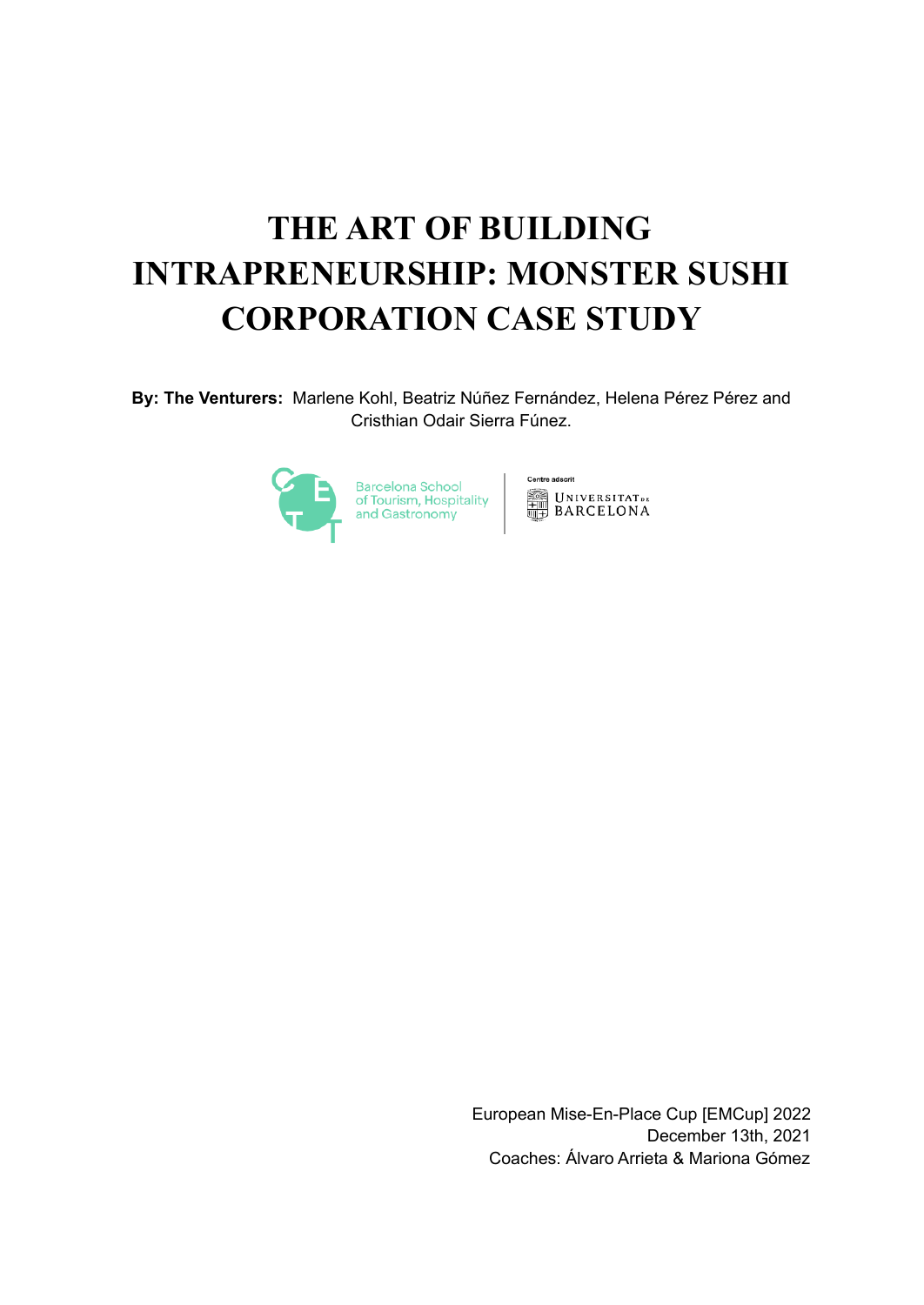# THE ART OF BUILDING INTRAPRENEURSHIP: MONSTER SUSHI CORPORATION CASE STUDY

**By: The Venturers:** Marlene Kohl, Beatriz Núñez Fernández, Helena Pérez Pérez and Cristhian Odair Sierra Fúnez.

Barcelona School of Tourism, Hospitality and Gastronomy

Centre adscrit

Universitat de Barcelona

European Mise-En-Place Cup [EMCup] 2022
December 13th, 2021
Coaches: Álvaro Arrieta & Mariona Gómez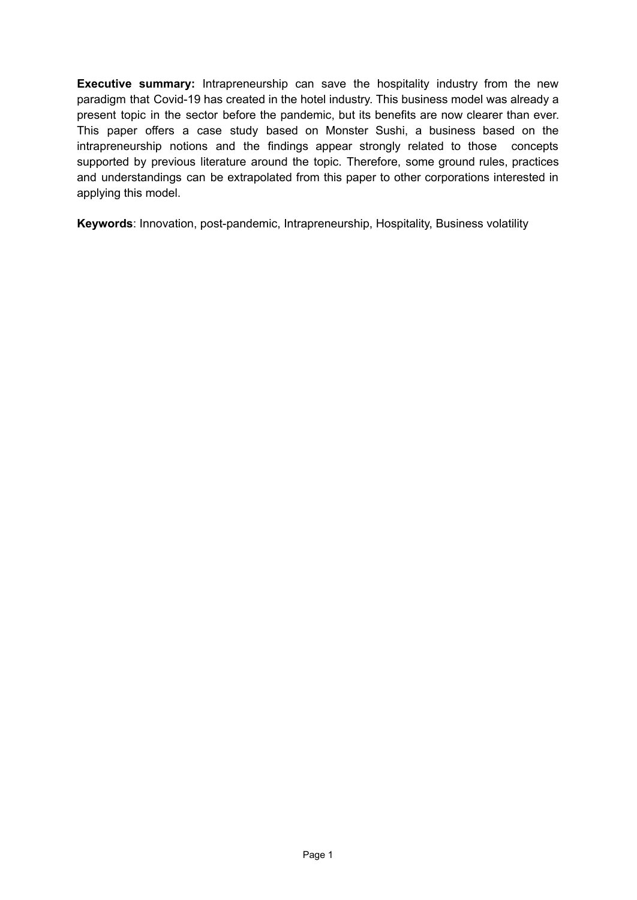**Executive summary:** Intrapreneurship can save the hospitality industry from the new paradigm that Covid-19 has created in the hotel industry. This business model was already a present topic in the sector before the pandemic, but its benefits are now clearer than ever. This paper offers a case study based on Monster Sushi, a business based on the intrapreneurship notions and the findings appear strongly related to those concepts supported by previous literature around the topic. Therefore, some ground rules, practices and understandings can be extrapolated from this paper to other corporations interested in applying this model.

**Keywords**: Innovation, post-pandemic, Intrapreneurship, Hospitality, Business volatility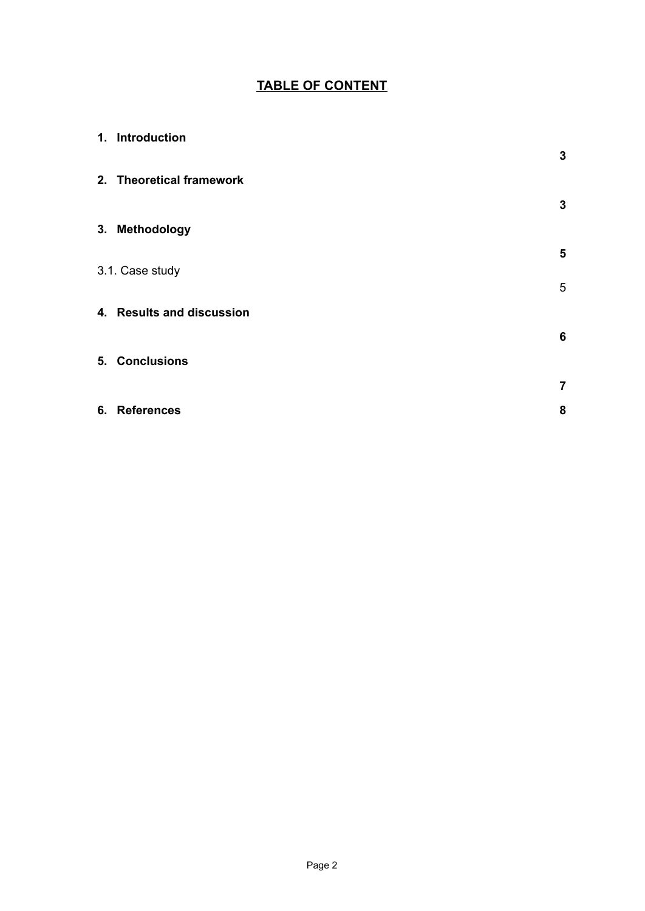## TABLE OF CONTENT

| | |
|---|---|
| **1. Introduction** | **3** |
| **2. Theoretical framework** | **3** |
| **3. Methodology** | **5** |
| 3.1. Case study | 5 |
| **4. Results and discussion** | **6** |
| **5. Conclusions** | **7** |
| **6. References** | **8** |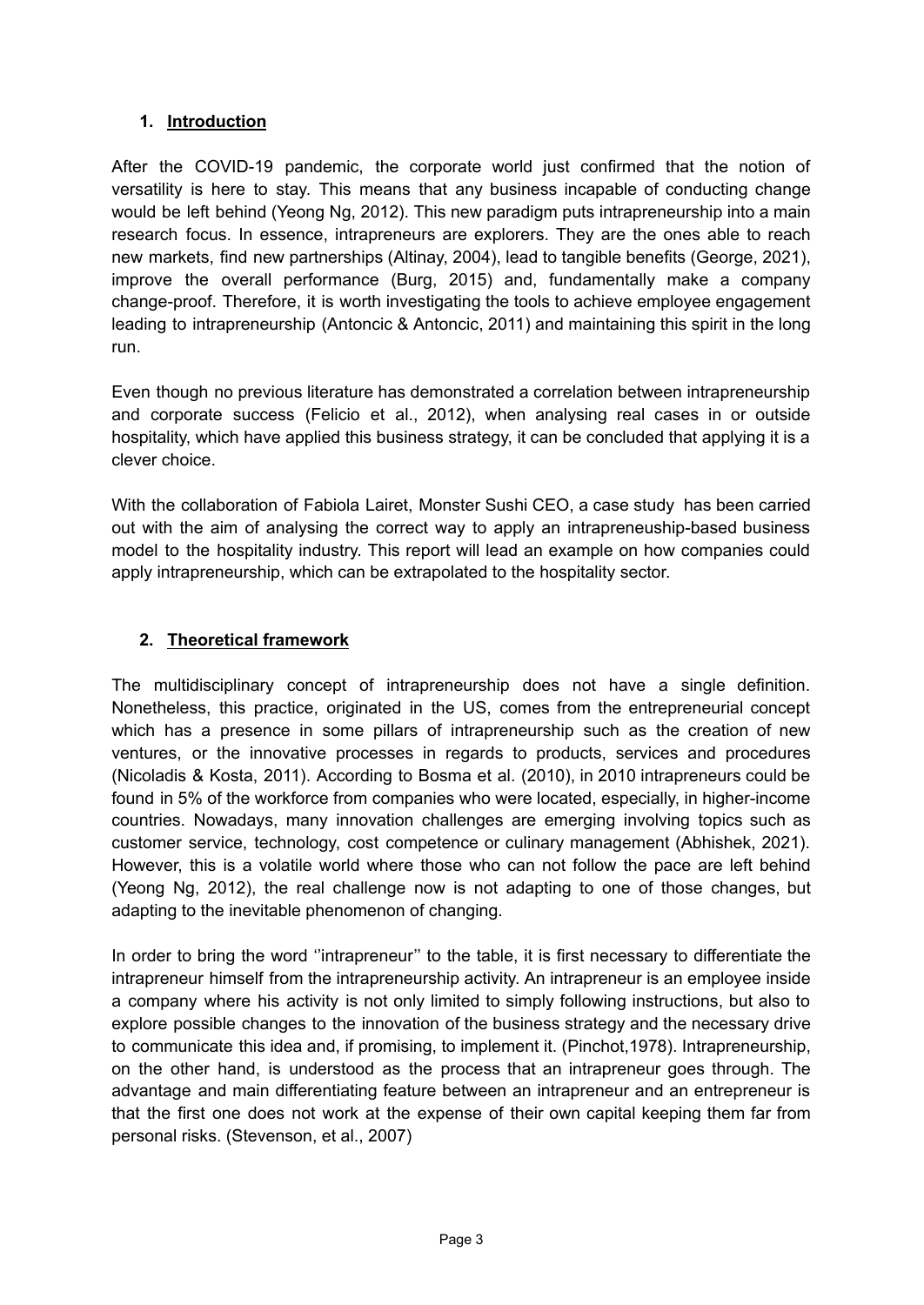## 1. Introduction

After the COVID-19 pandemic, the corporate world just confirmed that the notion of versatility is here to stay. This means that any business incapable of conducting change would be left behind (Yeong Ng, 2012). This new paradigm puts intrapreneurship into a main research focus. In essence, intrapreneurs are explorers. They are the ones able to reach new markets, find new partnerships (Altinay, 2004), lead to tangible benefits (George, 2021), improve the overall performance (Burg, 2015) and, fundamentally make a company change-proof. Therefore, it is worth investigating the tools to achieve employee engagement leading to intrapreneurship (Antoncic & Antoncic, 2011) and maintaining this spirit in the long run.

Even though no previous literature has demonstrated a correlation between intrapreneurship and corporate success (Felicio et al., 2012), when analysing real cases in or outside hospitality, which have applied this business strategy, it can be concluded that applying it is a clever choice.

With the collaboration of Fabiola Lairet, Monster Sushi CEO, a case study has been carried out with the aim of analysing the correct way to apply an intrapreneuship-based business model to the hospitality industry. This report will lead an example on how companies could apply intrapreneurship, which can be extrapolated to the hospitality sector.

## 2. Theoretical framework

The multidisciplinary concept of intrapreneurship does not have a single definition. Nonetheless, this practice, originated in the US, comes from the entrepreneurial concept which has a presence in some pillars of intrapreneurship such as the creation of new ventures, or the innovative processes in regards to products, services and procedures (Nicoladis & Kosta, 2011). According to Bosma et al. (2010), in 2010 intrapreneurs could be found in 5% of the workforce from companies who were located, especially, in higher-income countries. Nowadays, many innovation challenges are emerging involving topics such as customer service, technology, cost competence or culinary management (Abhishek, 2021). However, this is a volatile world where those who can not follow the pace are left behind (Yeong Ng, 2012), the real challenge now is not adapting to one of those changes, but adapting to the inevitable phenomenon of changing.

In order to bring the word ''intrapreneur'' to the table, it is first necessary to differentiate the intrapreneur himself from the intrapreneurship activity. An intrapreneur is an employee inside a company where his activity is not only limited to simply following instructions, but also to explore possible changes to the innovation of the business strategy and the necessary drive to communicate this idea and, if promising, to implement it. (Pinchot,1978). Intrapreneurship, on the other hand, is understood as the process that an intrapreneur goes through. The advantage and main differentiating feature between an intrapreneur and an entrepreneur is that the first one does not work at the expense of their own capital keeping them far from personal risks. (Stevenson, et al., 2007)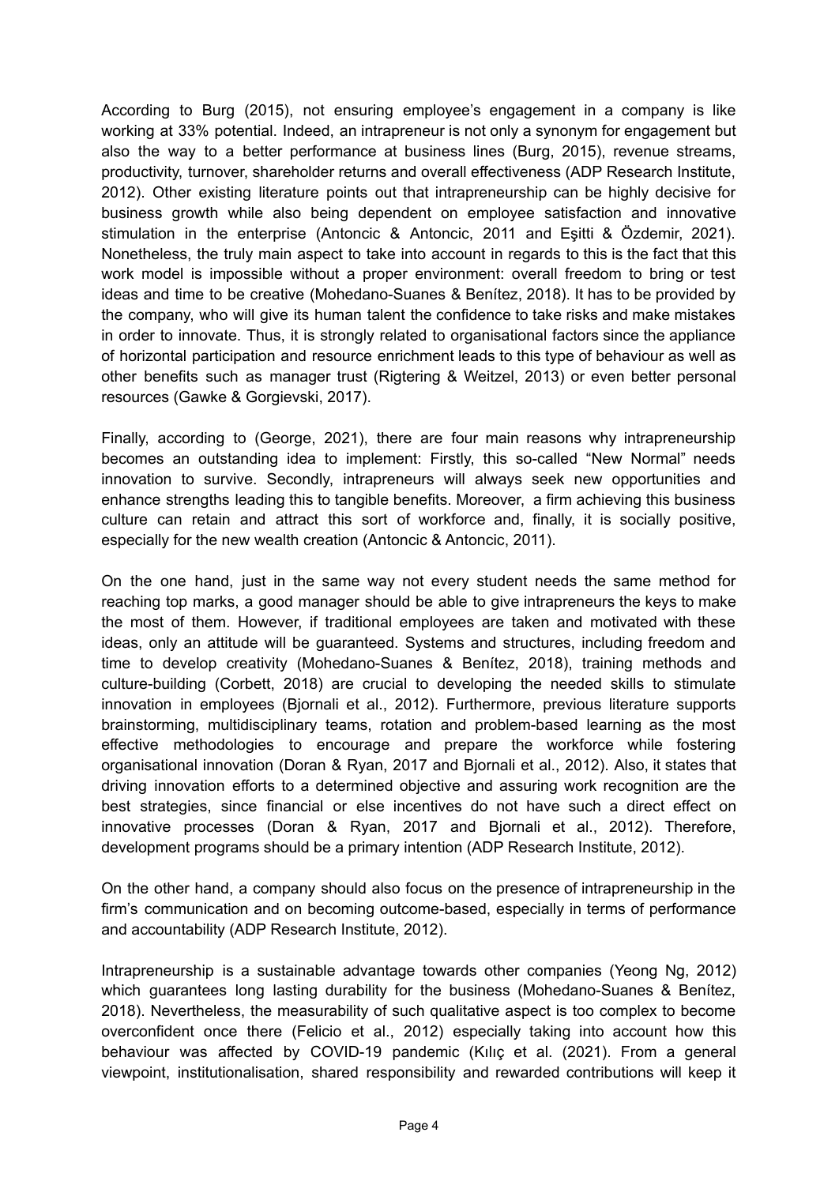According to Burg (2015), not ensuring employee's engagement in a company is like working at 33% potential. Indeed, an intrapreneur is not only a synonym for engagement but also the way to a better performance at business lines (Burg, 2015), revenue streams, productivity, turnover, shareholder returns and overall effectiveness (ADP Research Institute, 2012). Other existing literature points out that intrapreneurship can be highly decisive for business growth while also being dependent on employee satisfaction and innovative stimulation in the enterprise (Antoncic & Antoncic, 2011 and Eşitti & Özdemir, 2021). Nonetheless, the truly main aspect to take into account in regards to this is the fact that this work model is impossible without a proper environment: overall freedom to bring or test ideas and time to be creative (Mohedano-Suanes & Benítez, 2018). It has to be provided by the company, who will give its human talent the confidence to take risks and make mistakes in order to innovate. Thus, it is strongly related to organisational factors since the appliance of horizontal participation and resource enrichment leads to this type of behaviour as well as other benefits such as manager trust (Rigtering & Weitzel, 2013) or even better personal resources (Gawke & Gorgievski, 2017).

Finally, according to (George, 2021), there are four main reasons why intrapreneurship becomes an outstanding idea to implement: Firstly, this so-called "New Normal" needs innovation to survive. Secondly, intrapreneurs will always seek new opportunities and enhance strengths leading this to tangible benefits. Moreover, a firm achieving this business culture can retain and attract this sort of workforce and, finally, it is socially positive, especially for the new wealth creation (Antoncic & Antoncic, 2011).

On the one hand, just in the same way not every student needs the same method for reaching top marks, a good manager should be able to give intrapreneurs the keys to make the most of them. However, if traditional employees are taken and motivated with these ideas, only an attitude will be guaranteed. Systems and structures, including freedom and time to develop creativity (Mohedano-Suanes & Benítez, 2018), training methods and culture-building (Corbett, 2018) are crucial to developing the needed skills to stimulate innovation in employees (Bjornali et al., 2012). Furthermore, previous literature supports brainstorming, multidisciplinary teams, rotation and problem-based learning as the most effective methodologies to encourage and prepare the workforce while fostering organisational innovation (Doran & Ryan, 2017 and Bjornali et al., 2012). Also, it states that driving innovation efforts to a determined objective and assuring work recognition are the best strategies, since financial or else incentives do not have such a direct effect on innovative processes (Doran & Ryan, 2017 and Bjornali et al., 2012). Therefore, development programs should be a primary intention (ADP Research Institute, 2012).

On the other hand, a company should also focus on the presence of intrapreneurship in the firm's communication and on becoming outcome-based, especially in terms of performance and accountability (ADP Research Institute, 2012).

Intrapreneurship is a sustainable advantage towards other companies (Yeong Ng, 2012) which guarantees long lasting durability for the business (Mohedano-Suanes & Benítez, 2018). Nevertheless, the measurability of such qualitative aspect is too complex to become overconfident once there (Felicio et al., 2012) especially taking into account how this behaviour was affected by COVID-19 pandemic (Kılıç et al. (2021). From a general viewpoint, institutionalisation, shared responsibility and rewarded contributions will keep it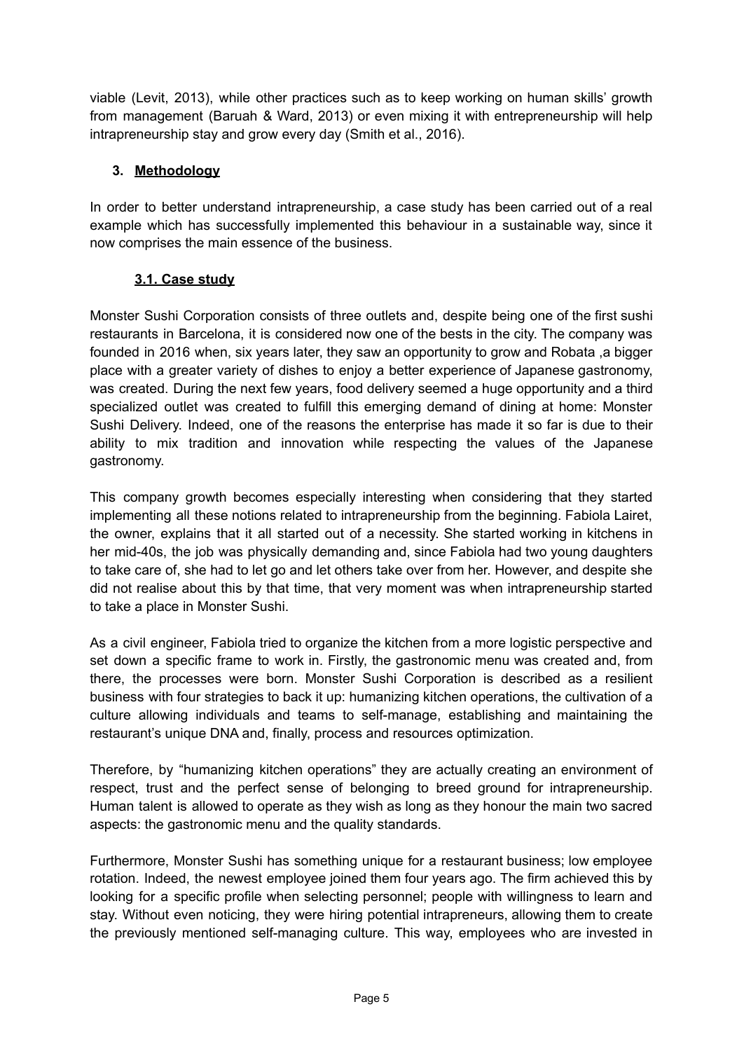viable (Levit, 2013), while other practices such as to keep working on human skills' growth from management (Baruah & Ward, 2013) or even mixing it with entrepreneurship will help intrapreneurship stay and grow every day (Smith et al., 2016).

## 3. Methodology

In order to better understand intrapreneurship, a case study has been carried out of a real example which has successfully implemented this behaviour in a sustainable way, since it now comprises the main essence of the business.

### 3.1. Case study

Monster Sushi Corporation consists of three outlets and, despite being one of the first sushi restaurants in Barcelona, it is considered now one of the bests in the city. The company was founded in 2016 when, six years later, they saw an opportunity to grow and Robata ,a bigger place with a greater variety of dishes to enjoy a better experience of Japanese gastronomy, was created. During the next few years, food delivery seemed a huge opportunity and a third specialized outlet was created to fulfill this emerging demand of dining at home: Monster Sushi Delivery. Indeed, one of the reasons the enterprise has made it so far is due to their ability to mix tradition and innovation while respecting the values of the Japanese gastronomy.

This company growth becomes especially interesting when considering that they started implementing all these notions related to intrapreneurship from the beginning. Fabiola Lairet, the owner, explains that it all started out of a necessity. She started working in kitchens in her mid-40s, the job was physically demanding and, since Fabiola had two young daughters to take care of, she had to let go and let others take over from her. However, and despite she did not realise about this by that time, that very moment was when intrapreneurship started to take a place in Monster Sushi.

As a civil engineer, Fabiola tried to organize the kitchen from a more logistic perspective and set down a specific frame to work in. Firstly, the gastronomic menu was created and, from there, the processes were born. Monster Sushi Corporation is described as a resilient business with four strategies to back it up: humanizing kitchen operations, the cultivation of a culture allowing individuals and teams to self-manage, establishing and maintaining the restaurant's unique DNA and, finally, process and resources optimization.

Therefore, by "humanizing kitchen operations" they are actually creating an environment of respect, trust and the perfect sense of belonging to breed ground for intrapreneurship. Human talent is allowed to operate as they wish as long as they honour the main two sacred aspects: the gastronomic menu and the quality standards.

Furthermore, Monster Sushi has something unique for a restaurant business; low employee rotation. Indeed, the newest employee joined them four years ago. The firm achieved this by looking for a specific profile when selecting personnel; people with willingness to learn and stay. Without even noticing, they were hiring potential intrapreneurs, allowing them to create the previously mentioned self-managing culture. This way, employees who are invested in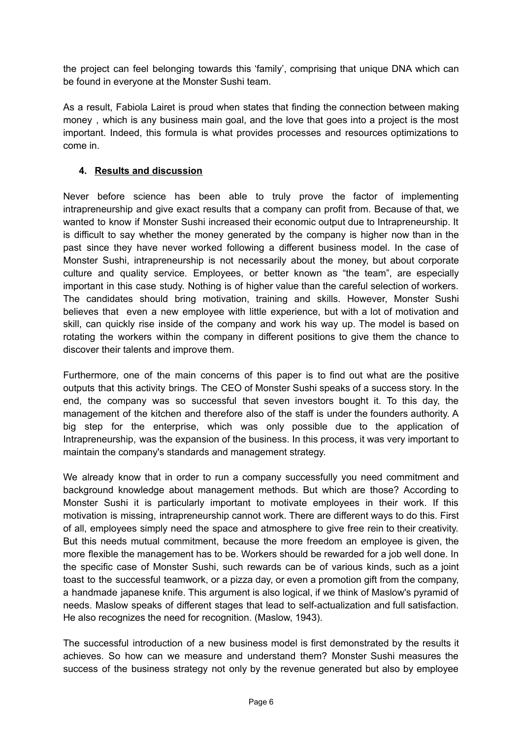the project can feel belonging towards this 'family', comprising that unique DNA which can be found in everyone at the Monster Sushi team.

As a result, Fabiola Lairet is proud when states that finding the connection between making money , which is any business main goal, and the love that goes into a project is the most important. Indeed, this formula is what provides processes and resources optimizations to come in.

## 4. Results and discussion

Never before science has been able to truly prove the factor of implementing intrapreneurship and give exact results that a company can profit from. Because of that, we wanted to know if Monster Sushi increased their economic output due to Intrapreneurship. It is difficult to say whether the money generated by the company is higher now than in the past since they have never worked following a different business model. In the case of Monster Sushi, intrapreneurship is not necessarily about the money, but about corporate culture and quality service. Employees, or better known as "the team", are especially important in this case study. Nothing is of higher value than the careful selection of workers. The candidates should bring motivation, training and skills. However, Monster Sushi believes that even a new employee with little experience, but with a lot of motivation and skill, can quickly rise inside of the company and work his way up. The model is based on rotating the workers within the company in different positions to give them the chance to discover their talents and improve them.

Furthermore, one of the main concerns of this paper is to find out what are the positive outputs that this activity brings. The CEO of Monster Sushi speaks of a success story. In the end, the company was so successful that seven investors bought it. To this day, the management of the kitchen and therefore also of the staff is under the founders authority. A big step for the enterprise, which was only possible due to the application of Intrapreneurship, was the expansion of the business. In this process, it was very important to maintain the company's standards and management strategy.

We already know that in order to run a company successfully you need commitment and background knowledge about management methods. But which are those? According to Monster Sushi it is particularly important to motivate employees in their work. If this motivation is missing, intrapreneurship cannot work. There are different ways to do this. First of all, employees simply need the space and atmosphere to give free rein to their creativity. But this needs mutual commitment, because the more freedom an employee is given, the more flexible the management has to be. Workers should be rewarded for a job well done. In the specific case of Monster Sushi, such rewards can be of various kinds, such as a joint toast to the successful teamwork, or a pizza day, or even a promotion gift from the company, a handmade japanese knife. This argument is also logical, if we think of Maslow's pyramid of needs. Maslow speaks of different stages that lead to self-actualization and full satisfaction. He also recognizes the need for recognition. (Maslow, 1943).

The successful introduction of a new business model is first demonstrated by the results it achieves. So how can we measure and understand them? Monster Sushi measures the success of the business strategy not only by the revenue generated but also by employee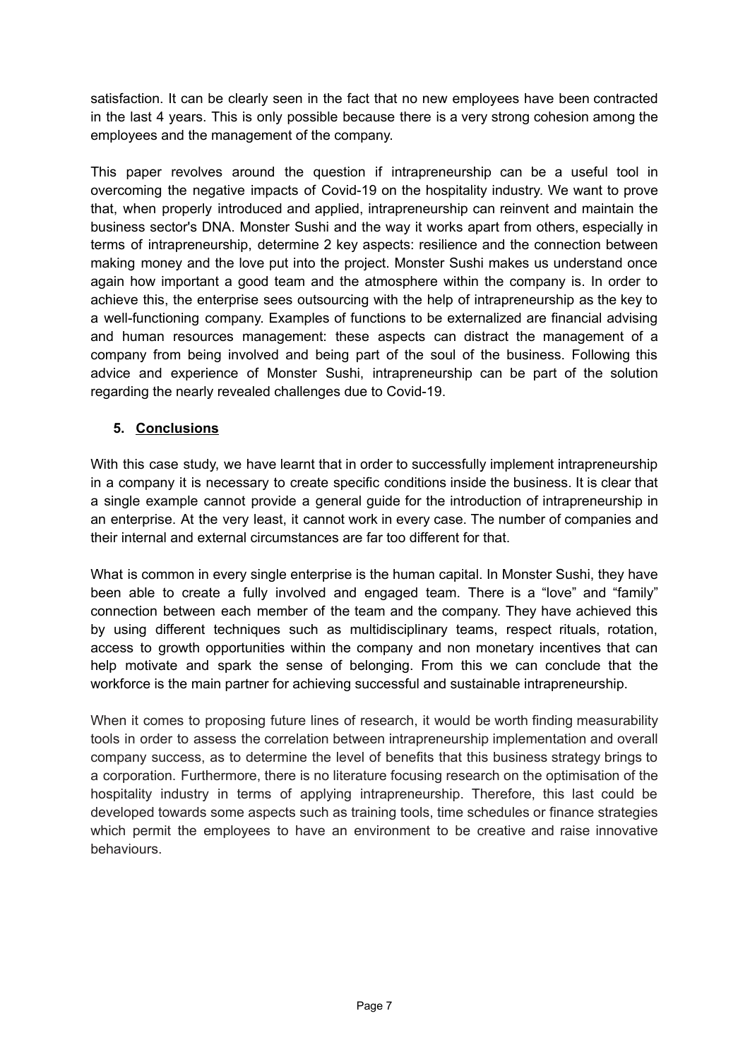satisfaction. It can be clearly seen in the fact that no new employees have been contracted in the last 4 years. This is only possible because there is a very strong cohesion among the employees and the management of the company.

This paper revolves around the question if intrapreneurship can be a useful tool in overcoming the negative impacts of Covid-19 on the hospitality industry. We want to prove that, when properly introduced and applied, intrapreneurship can reinvent and maintain the business sector's DNA. Monster Sushi and the way it works apart from others, especially in terms of intrapreneurship, determine 2 key aspects: resilience and the connection between making money and the love put into the project. Monster Sushi makes us understand once again how important a good team and the atmosphere within the company is. In order to achieve this, the enterprise sees outsourcing with the help of intrapreneurship as the key to a well-functioning company. Examples of functions to be externalized are financial advising and human resources management: these aspects can distract the management of a company from being involved and being part of the soul of the business. Following this advice and experience of Monster Sushi, intrapreneurship can be part of the solution regarding the nearly revealed challenges due to Covid-19.

## 5. Conclusions

With this case study, we have learnt that in order to successfully implement intrapreneurship in a company it is necessary to create specific conditions inside the business. It is clear that a single example cannot provide a general guide for the introduction of intrapreneurship in an enterprise. At the very least, it cannot work in every case. The number of companies and their internal and external circumstances are far too different for that.

What is common in every single enterprise is the human capital. In Monster Sushi, they have been able to create a fully involved and engaged team. There is a "love" and "family" connection between each member of the team and the company. They have achieved this by using different techniques such as multidisciplinary teams, respect rituals, rotation, access to growth opportunities within the company and non monetary incentives that can help motivate and spark the sense of belonging. From this we can conclude that the workforce is the main partner for achieving successful and sustainable intrapreneurship.

When it comes to proposing future lines of research, it would be worth finding measurability tools in order to assess the correlation between intrapreneurship implementation and overall company success, as to determine the level of benefits that this business strategy brings to a corporation. Furthermore, there is no literature focusing research on the optimisation of the hospitality industry in terms of applying intrapreneurship. Therefore, this last could be developed towards some aspects such as training tools, time schedules or finance strategies which permit the employees to have an environment to be creative and raise innovative behaviours.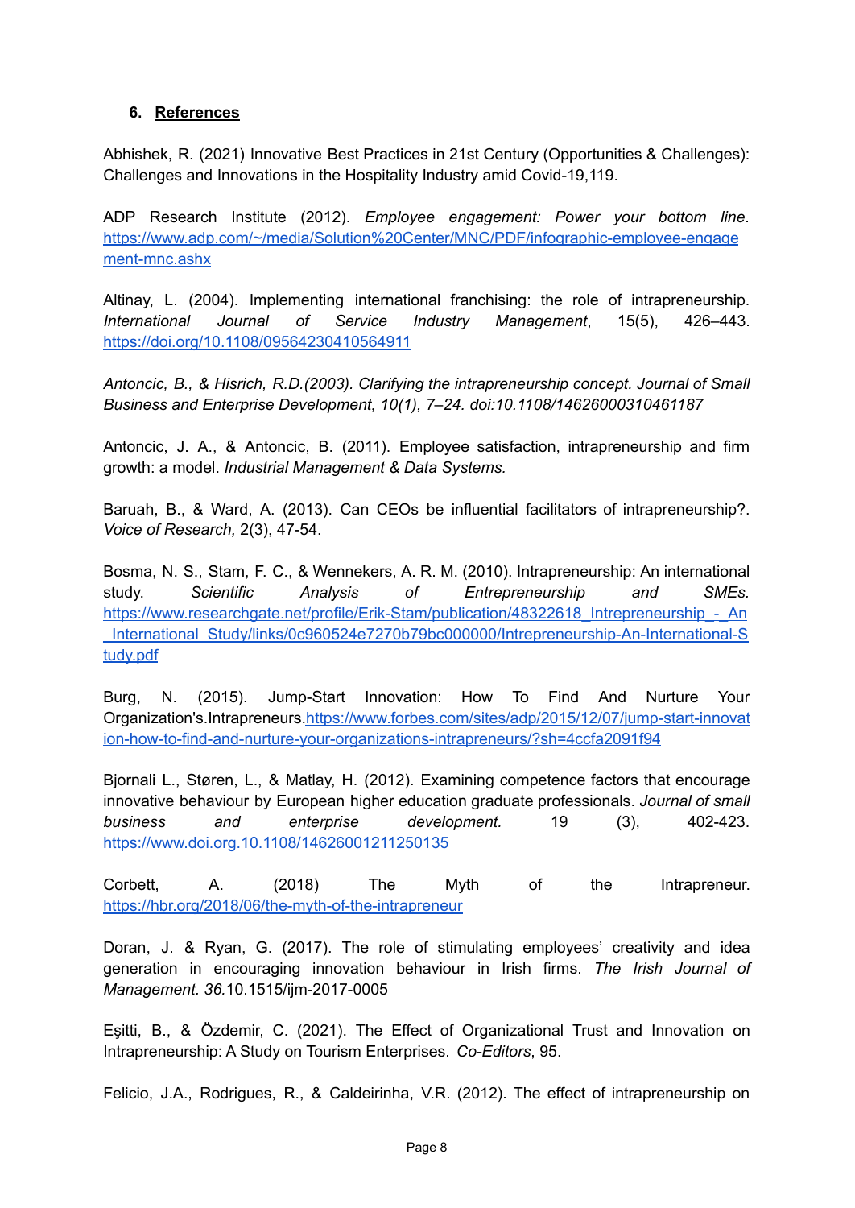## 6. <u>References</u>

Abhishek, R. (2021) Innovative Best Practices in 21st Century (Opportunities & Challenges): Challenges and Innovations in the Hospitality Industry amid Covid-19,119.

ADP Research Institute (2012). *Employee engagement: Power your bottom line*. https://www.adp.com/~/media/Solution%20Center/MNC/PDF/infographic-employee-engagement-mnc.ashx

Altinay, L. (2004). Implementing international franchising: the role of intrapreneurship. *International Journal of Service Industry Management*, 15(5), 426–443. https://doi.org/10.1108/09564230410564911

*Antoncic, B., & Hisrich, R.D.(2003). Clarifying the intrapreneurship concept. Journal of Small Business and Enterprise Development, 10(1), 7–24. doi:10.1108/14626000310461187*

Antoncic, J. A., & Antoncic, B. (2011). Employee satisfaction, intrapreneurship and firm growth: a model. *Industrial Management & Data Systems.*

Baruah, B., & Ward, A. (2013). Can CEOs be influential facilitators of intrapreneurship?. *Voice of Research,* 2(3), 47-54.

Bosma, N. S., Stam, F. C., & Wennekers, A. R. M. (2010). Intrapreneurship: An international study. *Scientific Analysis of Entrepreneurship and SMEs.* https://www.researchgate.net/profile/Erik-Stam/publication/48322618_Intrepreneurship_-_An_International_Study/links/0c960524e7270b79bc000000/Intrepreneurship-An-International-Study.pdf

Burg, N. (2015). Jump-Start Innovation: How To Find And Nurture Your Organization's.Intrapreneurs.https://www.forbes.com/sites/adp/2015/12/07/jump-start-innovation-how-to-find-and-nurture-your-organizations-intrapreneurs/?sh=4ccfa2091f94

Bjornali L., Støren, L., & Matlay, H. (2012). Examining competence factors that encourage innovative behaviour by European higher education graduate professionals. *Journal of small business and enterprise development.* 19 (3), 402-423. https://www.doi.org.10.1108/14626001211250135

Corbett, A. (2018) The Myth of the Intrapreneur. https://hbr.org/2018/06/the-myth-of-the-intrapreneur

Doran, J. & Ryan, G. (2017). The role of stimulating employees' creativity and idea generation in encouraging innovation behaviour in Irish firms. *The Irish Journal of Management. 36.*10.1515/ijm-2017-0005

Eşitti, B., & Özdemir, C. (2021). The Effect of Organizational Trust and Innovation on Intrapreneurship: A Study on Tourism Enterprises. *Co-Editors*, 95.

Felicio, J.A., Rodrigues, R., & Caldeirinha, V.R. (2012). The effect of intrapreneurship on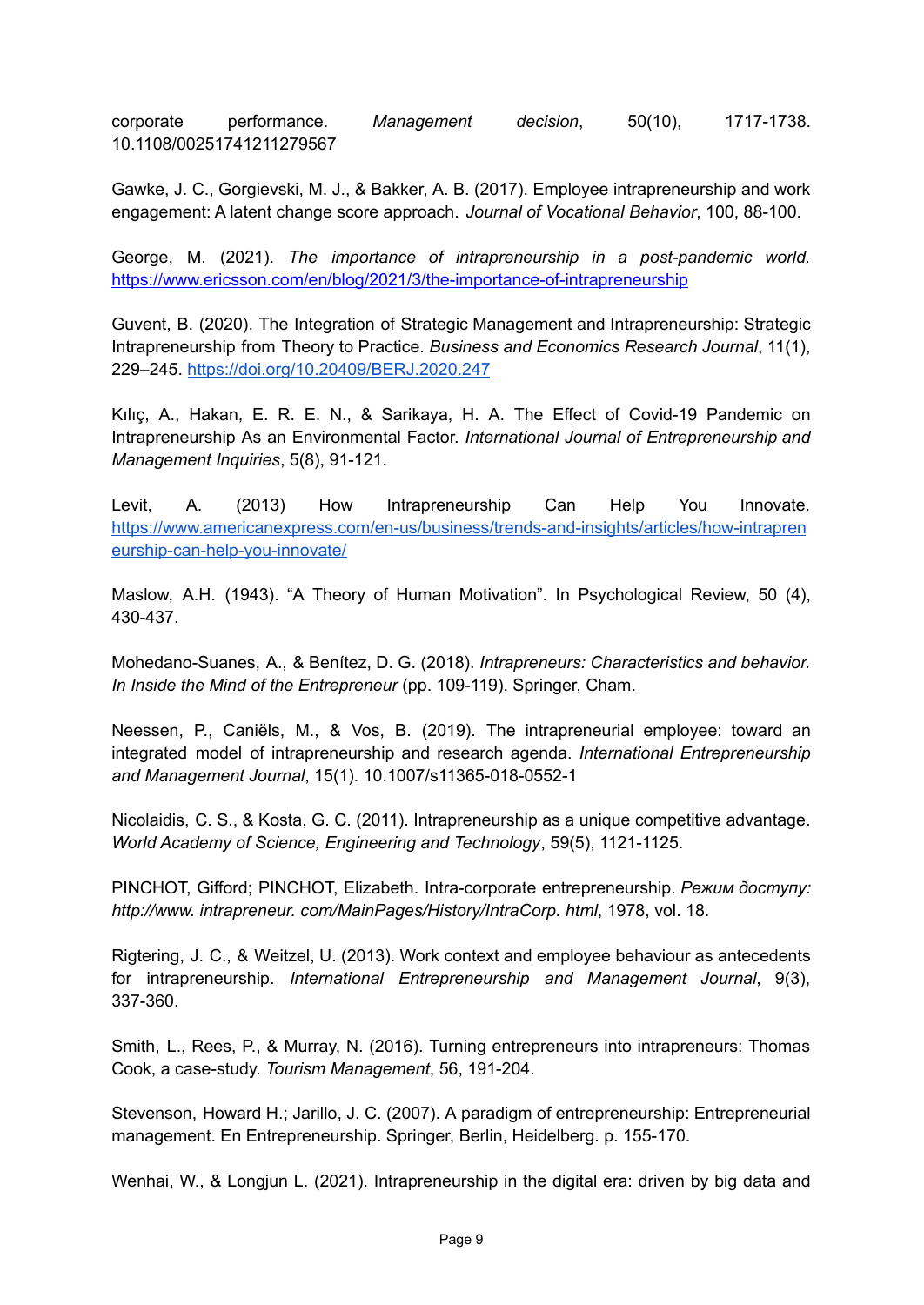corporate performance. *Management decision*, 50(10), 1717-1738. 10.1108/00251741211279567

Gawke, J. C., Gorgievski, M. J., & Bakker, A. B. (2017). Employee intrapreneurship and work engagement: A latent change score approach. *Journal of Vocational Behavior*, 100, 88-100.

George, M. (2021). *The importance of intrapreneurship in a post-pandemic world.* https://www.ericsson.com/en/blog/2021/3/the-importance-of-intrapreneurship

Guvent, B. (2020). The Integration of Strategic Management and Intrapreneurship: Strategic Intrapreneurship from Theory to Practice. *Business and Economics Research Journal*, 11(1), 229–245. https://doi.org/10.20409/BERJ.2020.247

Kılıç, A., Hakan, E. R. E. N., & Sarikaya, H. A. The Effect of Covid-19 Pandemic on Intrapreneurship As an Environmental Factor. *International Journal of Entrepreneurship and Management Inquiries*, 5(8), 91-121.

Levit, A. (2013) How Intrapreneurship Can Help You Innovate. https://www.americanexpress.com/en-us/business/trends-and-insights/articles/how-intrapreneurship-can-help-you-innovate/

Maslow, A.H. (1943). "A Theory of Human Motivation". In Psychological Review, 50 (4), 430-437.

Mohedano-Suanes, A., & Benítez, D. G. (2018). *Intrapreneurs: Characteristics and behavior. In Inside the Mind of the Entrepreneur* (pp. 109-119). Springer, Cham.

Neessen, P., Caniëls, M., & Vos, B. (2019). The intrapreneurial employee: toward an integrated model of intrapreneurship and research agenda. *International Entrepreneurship and Management Journal*, 15(1). 10.1007/s11365-018-0552-1

Nicolaidis, C. S., & Kosta, G. C. (2011). Intrapreneurship as a unique competitive advantage. *World Academy of Science, Engineering and Technology*, 59(5), 1121-1125.

PINCHOT, Gifford; PINCHOT, Elizabeth. Intra-corporate entrepreneurship. *Режим доступу: http://www. intrapreneur. com/MainPages/History/IntraCorp. html*, 1978, vol. 18.

Rigtering, J. C., & Weitzel, U. (2013). Work context and employee behaviour as antecedents for intrapreneurship. *International Entrepreneurship and Management Journal*, 9(3), 337-360.

Smith, L., Rees, P., & Murray, N. (2016). Turning entrepreneurs into intrapreneurs: Thomas Cook, a case-study. *Tourism Management*, 56, 191-204.

Stevenson, Howard H.; Jarillo, J. C. (2007). A paradigm of entrepreneurship: Entrepreneurial management. En Entrepreneurship. Springer, Berlin, Heidelberg. p. 155-170.

Wenhai, W., & Longjun L. (2021). Intrapreneurship in the digital era: driven by big data and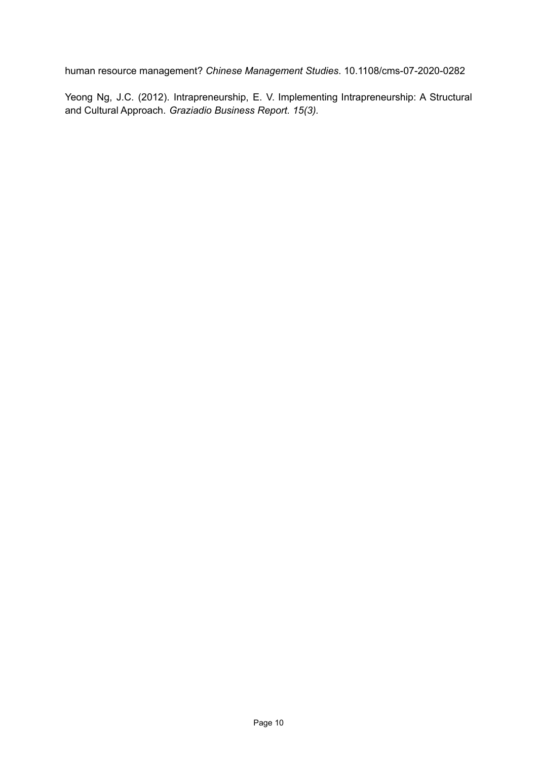human resource management? *Chinese Management Studies*. 10.1108/cms-07-2020-0282

Yeong Ng, J.C. (2012). Intrapreneurship, E. V. Implementing Intrapreneurship: A Structural and Cultural Approach. *Graziadio Business Report. 15(3).*